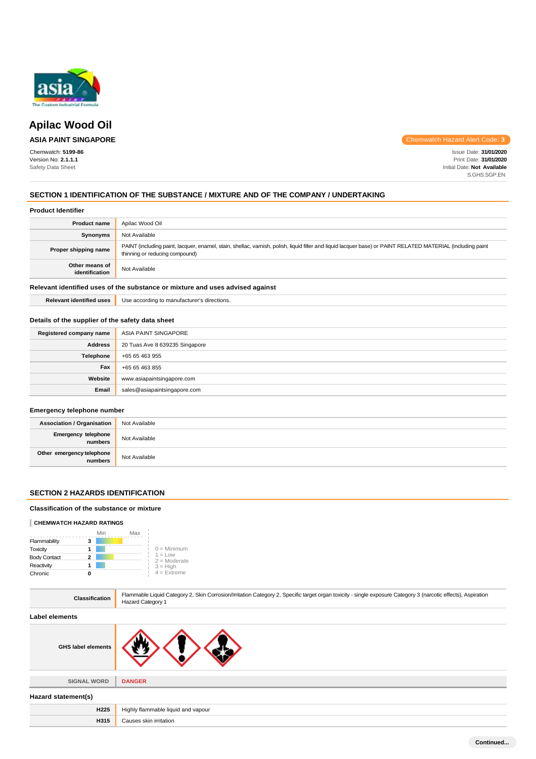# Apilac Wood Oil

**ASIA PAINT SINGAPORE**

Chemwatch Hazard Alert Code: 3

Chemwatch: **5199-86**
Version No: **2.1.1.1**
Safety Data Sheet

Issue Date: **31/01/2020**
Print Date: **31/01/2020**
Initial Date: **Not Available**
S.GHS.SGP.EN

## SECTION 1 IDENTIFICATION OF THE SUBSTANCE / MIXTURE AND OF THE COMPANY / UNDERTAKING

### Product Identifier

| | |
|---|---|
| **Product name** | Apilac Wood Oil |
| **Synonyms** | Not Available |
| **Proper shipping name** | PAINT (including paint, lacquer, enamel, stain, shellac, varnish, polish, liquid filler and liquid lacquer base) or PAINT RELATED MATERIAL (including paint thinning or reducing compound) |
| **Other means of identification** | Not Available |

### Relevant identified uses of the substance or mixture and uses advised against

| | |
|---|---|
| **Relevant identified uses** | Use according to manufacturer's directions. |

### Details of the supplier of the safety data sheet

| | |
|---|---|
| **Registered company name** | ASIA PAINT SINGAPORE |
| **Address** | 20 Tuas Ave 8 639235 Singapore |
| **Telephone** | +65 65 463 955 |
| **Fax** | +65 65 463 855 |
| **Website** | www.asiapaintsingapore.com |
| **Email** | sales@asiapaintsingapore.com |

### Emergency telephone number

| | |
|---|---|
| **Association / Organisation** | Not Available |
| **Emergency telephone numbers** | Not Available |
| **Other emergency telephone numbers** | Not Available |

## SECTION 2 HAZARDS IDENTIFICATION

### Classification of the substance or mixture

**CHEMWATCH HAZARD RATINGS**

| | Rating |
|---|---|
| Flammability | 3 |
| Toxicity | 1 |
| Body Contact | 2 |
| Reactivity | 1 |
| Chronic | 0 |

0 = Minimum
1 = Low
2 = Moderate
3 = High
4 = Extreme

| | |
|---|---|
| **Classification** | Flammable Liquid Category 2, Skin Corrosion/Irritation Category 2, Specific target organ toxicity - single exposure Category 3 (narcotic effects), Aspiration Hazard Category 1 |

### Label elements

| | |
|---|---|
| **GHS label elements** | |
| **SIGNAL WORD** | **DANGER** |

### Hazard statement(s)

| | |
|---|---|
| **H225** | Highly flammable liquid and vapour |
| **H315** | Causes skin irritation |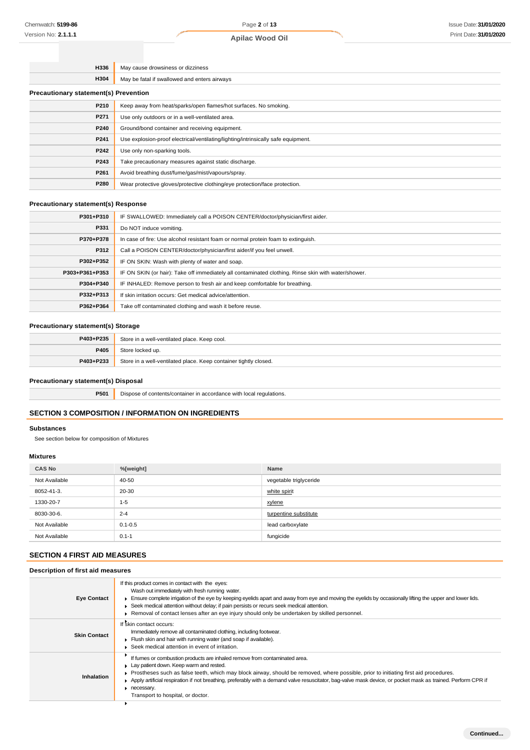| | |
|---|---|
| H336 | May cause drowsiness or dizziness |
| H304 | May be fatal if swallowed and enters airways |

### Precautionary statement(s) Prevention

| | |
|---|---|
| P210 | Keep away from heat/sparks/open flames/hot surfaces. No smoking. |
| P271 | Use only outdoors or in a well-ventilated area. |
| P240 | Ground/bond container and receiving equipment. |
| P241 | Use explosion-proof electrical/ventilating/lighting/intrinsically safe equipment. |
| P242 | Use only non-sparking tools. |
| P243 | Take precautionary measures against static discharge. |
| P261 | Avoid breathing dust/fume/gas/mist/vapours/spray. |
| P280 | Wear protective gloves/protective clothing/eye protection/face protection. |

### Precautionary statement(s) Response

| | |
|---|---|
| P301+P310 | IF SWALLOWED: Immediately call a POISON CENTER/doctor/physician/first aider. |
| P331 | Do NOT induce vomiting. |
| P370+P378 | In case of fire: Use alcohol resistant foam or normal protein foam to extinguish. |
| P312 | Call a POISON CENTER/doctor/physician/first aider/if you feel unwell. |
| P302+P352 | IF ON SKIN: Wash with plenty of water and soap. |
| P303+P361+P353 | IF ON SKIN (or hair): Take off immediately all contaminated clothing. Rinse skin with water/shower. |
| P304+P340 | IF INHALED: Remove person to fresh air and keep comfortable for breathing. |
| P332+P313 | If skin irritation occurs: Get medical advice/attention. |
| P362+P364 | Take off contaminated clothing and wash it before reuse. |

### Precautionary statement(s) Storage

| | |
|---|---|
| P403+P235 | Store in a well-ventilated place. Keep cool. |
| P405 | Store locked up. |
| P403+P233 | Store in a well-ventilated place. Keep container tightly closed. |

### Precautionary statement(s) Disposal

| | |
|---|---|
| P501 | Dispose of contents/container in accordance with local regulations. |

## SECTION 3 COMPOSITION / INFORMATION ON INGREDIENTS

### Substances

See section below for composition of Mixtures

### Mixtures

| CAS No | %[weight] | Name |
|---|---|---|
| Not Available | 40-50 | vegetable triglyceride |
| 8052-41-3. | 20-30 | white spirit |
| 1330-20-7 | 1-5 | xylene |
| 8030-30-6. | 2-4 | turpentine substitute |
| Not Available | 0.1-0.5 | lead carboxylate |
| Not Available | 0.1-1 | fungicide |

## SECTION 4 FIRST AID MEASURES

### Description of first aid measures

| | |
|---|---|
| Eye Contact | If this product comes in contact with the eyes:<br>Wash out immediately with fresh running water.<br>▶ Ensure complete irrigation of the eye by keeping eyelids apart and away from eye and moving the eyelids by occasionally lifting the upper and lower lids.<br>▶ Seek medical attention without delay; if pain persists or recurs seek medical attention.<br>▶ Removal of contact lenses after an eye injury should only be undertaken by skilled personnel. |
| Skin Contact | If skin contact occurs:<br>Immediately remove all contaminated clothing, including footwear.<br>▶ Flush skin and hair with running water (and soap if available).<br>▶ Seek medical attention in event of irritation. |
| Inhalation | ▶ If fumes or combustion products are inhaled remove from contaminated area.<br>▶ Lay patient down. Keep warm and rested.<br>▶ Prostheses such as false teeth, which may block airway, should be removed, where possible, prior to initiating first aid procedures.<br>▶ Apply artificial respiration if not breathing, preferably with a demand valve resuscitator, bag-valve mask device, or pocket mask as trained. Perform CPR if necessary.<br>▶ Transport to hospital, or doctor. |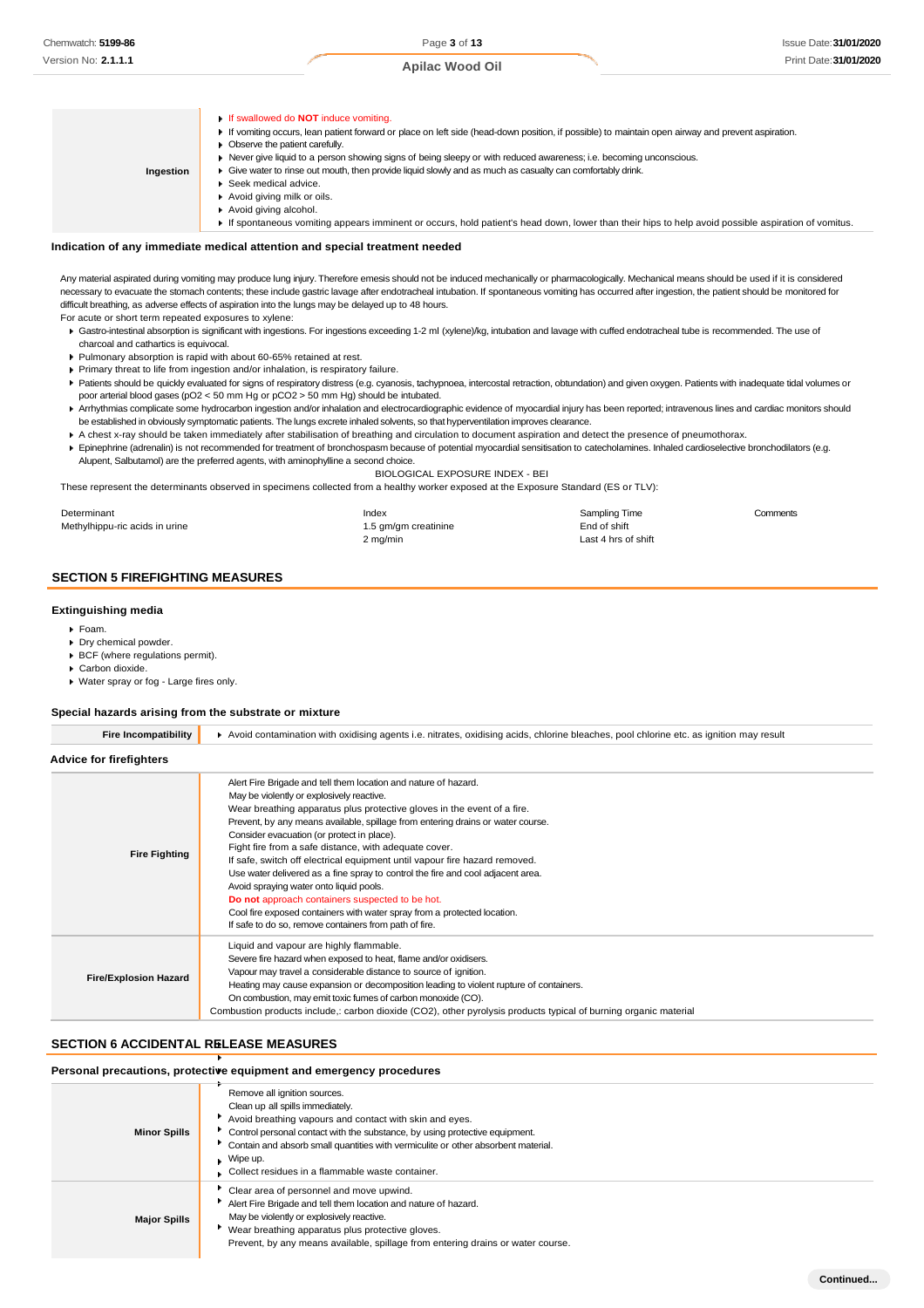| | |
|---|---|
| **Ingestion** | - If swallowed do **NOT** induce vomiting.<br>- If vomiting occurs, lean patient forward or place on left side (head-down position, if possible) to maintain open airway and prevent aspiration.<br>- Observe the patient carefully.<br>- Never give liquid to a person showing signs of being sleepy or with reduced awareness; i.e. becoming unconscious.<br>- Give water to rinse out mouth, then provide liquid slowly and as much as casualty can comfortably drink.<br>- Seek medical advice.<br>- Avoid giving milk or oils.<br>- Avoid giving alcohol.<br>- If spontaneous vomiting appears imminent or occurs, hold patient's head down, lower than their hips to help avoid possible aspiration of vomitus. |

### Indication of any immediate medical attention and special treatment needed

Any material aspirated during vomiting may produce lung injury. Therefore emesis should not be induced mechanically or pharmacologically. Mechanical means should be used if it is considered necessary to evacuate the stomach contents; these include gastric lavage after endotracheal intubation. If spontaneous vomiting has occurred after ingestion, the patient should be monitored for difficult breathing, as adverse effects of aspiration into the lungs may be delayed up to 48 hours.

For acute or short term repeated exposures to xylene:

- Gastro-intestinal absorption is significant with ingestions. For ingestions exceeding 1-2 ml (xylene)/kg, intubation and lavage with cuffed endotracheal tube is recommended. The use of charcoal and cathartics is equivocal.
- Pulmonary absorption is rapid with about 60-65% retained at rest.
- Primary threat to life from ingestion and/or inhalation, is respiratory failure.
- Patients should be quickly evaluated for signs of respiratory distress (e.g. cyanosis, tachypnoea, intercostal retraction, obtundation) and given oxygen. Patients with inadequate tidal volumes or poor arterial blood gases (pO2 < 50 mm Hg or pCO2 > 50 mm Hg) should be intubated.
- Arrhythmias complicate some hydrocarbon ingestion and/or inhalation and electrocardiographic evidence of myocardial injury has been reported; intravenous lines and cardiac monitors should be established in obviously symptomatic patients. The lungs excrete inhaled solvents, so that hyperventilation improves clearance.
- A chest x-ray should be taken immediately after stabilisation of breathing and circulation to document aspiration and detect the presence of pneumothorax.
- Epinephrine (adrenalin) is not recommended for treatment of bronchospasm because of potential myocardial sensitisation to catecholamines. Inhaled cardioselective bronchodilators (e.g. Alupent, Salbutamol) are the preferred agents, with aminophylline a second choice.

BIOLOGICAL EXPOSURE INDEX - BEI

These represent the determinants observed in specimens collected from a healthy worker exposed at the Exposure Standard (ES or TLV):

| Determinant | Index | Sampling Time | Comments |
|---|---|---|---|
| Methylhippu-ric acids in urine | 1.5 gm/gm creatinine | End of shift | |
| | 2 mg/min | Last 4 hrs of shift | |

## SECTION 5 FIREFIGHTING MEASURES

### Extinguishing media

- Foam.
- Dry chemical powder.
- BCF (where regulations permit).
- Carbon dioxide.
- Water spray or fog - Large fires only.

### Special hazards arising from the substrate or mixture

| | |
|---|---|
| **Fire Incompatibility** | - Avoid contamination with oxidising agents i.e. nitrates, oxidising acids, chlorine bleaches, pool chlorine etc. as ignition may result |

### Advice for firefighters

| | |
|---|---|
| **Fire Fighting** | Alert Fire Brigade and tell them location and nature of hazard.<br>May be violently or explosively reactive.<br>Wear breathing apparatus plus protective gloves in the event of a fire.<br>Prevent, by any means available, spillage from entering drains or water course.<br>Consider evacuation (or protect in place).<br>Fight fire from a safe distance, with adequate cover.<br>If safe, switch off electrical equipment until vapour fire hazard removed.<br>Use water delivered as a fine spray to control the fire and cool adjacent area.<br>Avoid spraying water onto liquid pools.<br>**Do not** approach containers suspected to be hot.<br>Cool fire exposed containers with water spray from a protected location.<br>If safe to do so, remove containers from path of fire. |
| **Fire/Explosion Hazard** | Liquid and vapour are highly flammable.<br>Severe fire hazard when exposed to heat, flame and/or oxidisers.<br>Vapour may travel a considerable distance to source of ignition.<br>Heating may cause expansion or decomposition leading to violent rupture of containers.<br>On combustion, may emit toxic fumes of carbon monoxide (CO).<br>Combustion products include,: carbon dioxide ($CO_2$), other pyrolysis products typical of burning organic material |

## SECTION 6 ACCIDENTAL RELEASE MEASURES

### Personal precautions, protective equipment and emergency procedures

| | |
|---|---|
| **Minor Spills** | Remove all ignition sources.<br>Clean up all spills immediately.<br>Avoid breathing vapours and contact with skin and eyes.<br>Control personal contact with the substance, by using protective equipment.<br>Contain and absorb small quantities with vermiculite or other absorbent material.<br>Wipe up.<br>Collect residues in a flammable waste container. |
| **Major Spills** | Clear area of personnel and move upwind.<br>Alert Fire Brigade and tell them location and nature of hazard.<br>May be violently or explosively reactive.<br>Wear breathing apparatus plus protective gloves.<br>Prevent, by any means available, spillage from entering drains or water course. |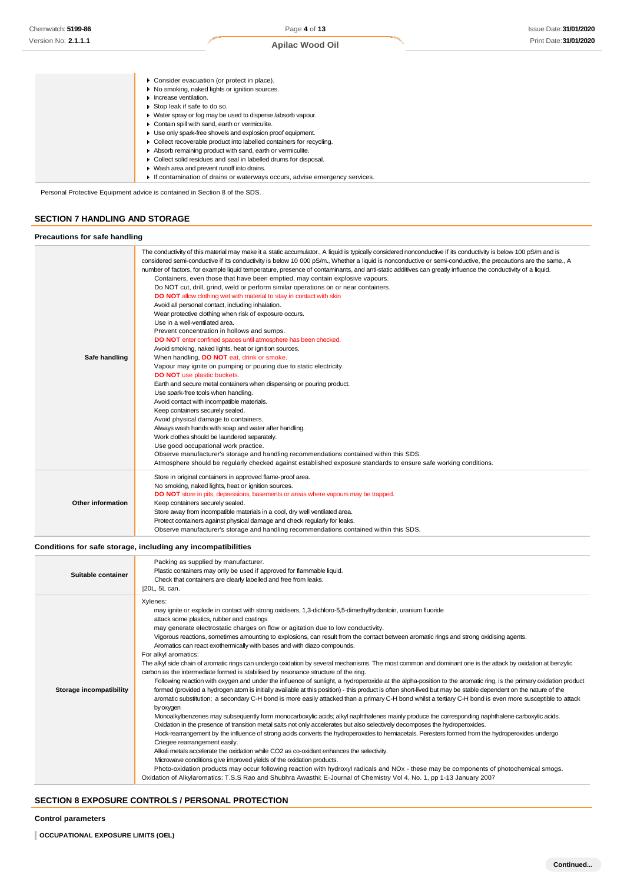| | |
|---|---|
| | ▶ Consider evacuation (or protect in place).<br>▶ No smoking, naked lights or ignition sources.<br>▶ Increase ventilation.<br>▶ Stop leak if safe to do so.<br>▶ Water spray or fog may be used to disperse /absorb vapour.<br>▶ Contain spill with sand, earth or vermiculite.<br>▶ Use only spark-free shovels and explosion proof equipment.<br>▶ Collect recoverable product into labelled containers for recycling.<br>▶ Absorb remaining product with sand, earth or vermiculite.<br>▶ Collect solid residues and seal in labelled drums for disposal.<br>▶ Wash area and prevent runoff into drains.<br>▶ If contamination of drains or waterways occurs, advise emergency services. |

Personal Protective Equipment advice is contained in Section 8 of the SDS.

## SECTION 7 HANDLING AND STORAGE

### Precautions for safe handling

| | |
|---|---|
| **Safe handling** | The conductivity of this material may make it a static accumulator., A liquid is typically considered nonconductive if its conductivity is below 100 pS/m and is considered semi-conductive if its conductivity is below 10 000 pS/m., Whether a liquid is nonconductive or semi-conductive, the precautions are the same., A number of factors, for example liquid temperature, presence of contaminants, and anti-static additives can greatly influence the conductivity of a liquid.<br>Containers, even those that have been emptied, may contain explosive vapours.<br>Do NOT cut, drill, grind, weld or perform similar operations on or near containers.<br>**DO NOT** allow clothing wet with material to stay in contact with skin<br>Avoid all personal contact, including inhalation.<br>Wear protective clothing when risk of exposure occurs.<br>Use in a well-ventilated area.<br>Prevent concentration in hollows and sumps.<br>**DO NOT** enter confined spaces until atmosphere has been checked.<br>Avoid smoking, naked lights, heat or ignition sources.<br>When handling, **DO NOT** eat, drink or smoke.<br>Vapour may ignite on pumping or pouring due to static electricity.<br>**DO NOT** use plastic buckets.<br>Earth and secure metal containers when dispensing or pouring product.<br>Use spark-free tools when handling.<br>Avoid contact with incompatible materials.<br>Keep containers securely sealed.<br>Avoid physical damage to containers.<br>Always wash hands with soap and water after handling.<br>Work clothes should be laundered separately.<br>Use good occupational work practice.<br>Observe manufacturer's storage and handling recommendations contained within this SDS.<br>Atmosphere should be regularly checked against established exposure standards to ensure safe working conditions. |
| **Other information** | Store in original containers in approved flame-proof area.<br>No smoking, naked lights, heat or ignition sources.<br>**DO NOT** store in pits, depressions, basements or areas where vapours may be trapped.<br>Keep containers securely sealed.<br>Store away from incompatible materials in a cool, dry well ventilated area.<br>Protect containers against physical damage and check regularly for leaks.<br>Observe manufacturer's storage and handling recommendations contained within this SDS. |

### Conditions for safe storage, including any incompatibilities

| | |
|---|---|
| **Suitable container** | Packing as supplied by manufacturer.<br>Plastic containers may only be used if approved for flammable liquid.<br>Check that containers are clearly labelled and free from leaks.<br>\|20L, 5L can. |
| **Storage incompatibility** | Xylenes:<br>may ignite or explode in contact with strong oxidisers, 1,3-dichloro-5,5-dimethylhydantoin, uranium fluoride<br>attack some plastics, rubber and coatings<br>may generate electrostatic charges on flow or agitation due to low conductivity.<br>Vigorous reactions, sometimes amounting to explosions, can result from the contact between aromatic rings and strong oxidising agents.<br>Aromatics can react exothermically with bases and with diazo compounds.<br>For alkyl aromatics:<br>The alkyl side chain of aromatic rings can undergo oxidation by several mechanisms. The most common and dominant one is the attack by oxidation at benzylic carbon as the intermediate formed is stabilised by resonance structure of the ring.<br>Following reaction with oxygen and under the influence of sunlight, a hydroperoxide at the alpha-position to the aromatic ring, is the primary oxidation product formed (provided a hydrogen atom is initially available at this position) - this product is often short-lived but may be stable dependent on the nature of the aromatic substitution; a secondary C-H bond is more easily attacked than a primary C-H bond whilst a tertiary C-H bond is even more susceptible to attack by oxygen<br>Monoalkylbenzenes may subsequently form monocarboxylic acids; alkyl naphthalenes mainly produce the corresponding naphthalene carboxylic acids.<br>Oxidation in the presence of transition metal salts not only accelerates but also selectively decomposes the hydroperoxides.<br>Hock-rearrangement by the influence of strong acids converts the hydroperoxides to hemiacetals. Peresters formed from the hydroperoxides undergo Criegee rearrangement easily.<br>Alkali metals accelerate the oxidation while CO2 as co-oxidant enhances the selectivity.<br>Microwave conditions give improved yields of the oxidation products.<br>Photo-oxidation products may occur following reaction with hydroxyl radicals and NOx - these may be components of photochemical smogs.<br>Oxidation of Alkylaromatics: T.S.S Rao and Shubhra Awasthi: E-Journal of Chemistry Vol 4, No. 1, pp 1-13 January 2007 |

## SECTION 8 EXPOSURE CONTROLS / PERSONAL PROTECTION

### Control parameters

**OCCUPATIONAL EXPOSURE LIMITS (OEL)**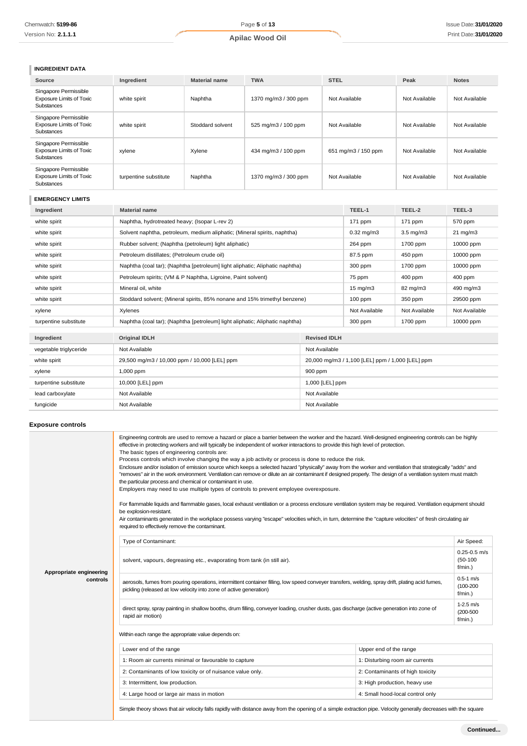### INGREDIENT DATA

| Source | Ingredient | Material name | TWA | STEL | Peak | Notes |
|---|---|---|---|---|---|---|
| Singapore Permissible Exposure Limits of Toxic Substances | white spirit | Naphtha | 1370 mg/m3 / 300 ppm | Not Available | Not Available | Not Available |
| Singapore Permissible Exposure Limits of Toxic Substances | white spirit | Stoddard solvent | 525 mg/m3 / 100 ppm | Not Available | Not Available | Not Available |
| Singapore Permissible Exposure Limits of Toxic Substances | xylene | Xylene | 434 mg/m3 / 100 ppm | 651 mg/m3 / 150 ppm | Not Available | Not Available |
| Singapore Permissible Exposure Limits of Toxic Substances | turpentine substitute | Naphtha | 1370 mg/m3 / 300 ppm | Not Available | Not Available | Not Available |

### EMERGENCY LIMITS

| Ingredient | Material name | TEEL-1 | TEEL-2 | TEEL-3 |
|---|---|---|---|---|
| white spirit | Naphtha, hydrotreated heavy; (Isopar L-rev 2) | 171 ppm | 171 ppm | 570 ppm |
| white spirit | Solvent naphtha, petroleum, medium aliphatic; (Mineral spirits, naphtha) | 0.32 mg/m3 | 3.5 mg/m3 | 21 mg/m3 |
| white spirit | Rubber solvent; (Naphtha (petroleum) light aliphatic) | 264 ppm | 1700 ppm | 10000 ppm |
| white spirit | Petroleum distillates; (Petroleum crude oil) | 87.5 ppm | 450 ppm | 10000 ppm |
| white spirit | Naphtha (coal tar); (Naphtha [petroleum] light aliphatic; Aliphatic naphtha) | 300 ppm | 1700 ppm | 10000 ppm |
| white spirit | Petroleum spirits; (VM & P Naphtha, Ligroine, Paint solvent) | 75 ppm | 400 ppm | 400 ppm |
| white spirit | Mineral oil, white | 15 mg/m3 | 82 mg/m3 | 490 mg/m3 |
| white spirit | Stoddard solvent; (Mineral spirits, 85% nonane and 15% trimethyl benzene) | 100 ppm | 350 ppm | 29500 ppm |
| xylene | Xylenes | Not Available | Not Available | Not Available |
| turpentine substitute | Naphtha (coal tar); (Naphtha [petroleum] light aliphatic; Aliphatic naphtha) | 300 ppm | 1700 ppm | 10000 ppm |

| Ingredient | Original IDLH | Revised IDLH |
|---|---|---|
| vegetable triglyceride | Not Available | Not Available |
| white spirit | 29,500 mg/m3 / 10,000 ppm / 10,000 [LEL] ppm | 20,000 mg/m3 / 1,100 [LEL] ppm / 1,000 [LEL] ppm |
| xylene | 1,000 ppm | 900 ppm |
| turpentine substitute | 10,000 [LEL] ppm | 1,000 [LEL] ppm |
| lead carboxylate | Not Available | Not Available |
| fungicide | Not Available | Not Available |

### Exposure controls

**Appropriate engineering controls**

Engineering controls are used to remove a hazard or place a barrier between the worker and the hazard. Well-designed engineering controls can be highly effective in protecting workers and will typically be independent of worker interactions to provide this high level of protection.
The basic types of engineering controls are:
Process controls which involve changing the way a job activity or process is done to reduce the risk.
Enclosure and/or isolation of emission source which keeps a selected hazard "physically" away from the worker and ventilation that strategically "adds" and "removes" air in the work environment. Ventilation can remove or dilute an air contaminant if designed properly. The design of a ventilation system must match the particular process and chemical or contaminant in use.
Employers may need to use multiple types of controls to prevent employee overexposure.

For flammable liquids and flammable gases, local exhaust ventilation or a process enclosure ventilation system may be required. Ventilation equipment should be explosion-resistant.
Air contaminants generated in the workplace possess varying "escape" velocities which, in turn, determine the "capture velocities" of fresh circulating air required to effectively remove the contaminant.

| Type of Contaminant: | Air Speed: |
|---|---|
| solvent, vapours, degreasing etc., evaporating from tank (in still air). | 0.25-0.5 m/s (50-100 f/min.) |
| aerosols, fumes from pouring operations, intermittent container filling, low speed conveyer transfers, welding, spray drift, plating acid fumes, pickling (released at low velocity into zone of active generation) | 0.5-1 m/s (100-200 f/min.) |
| direct spray, spray painting in shallow booths, drum filling, conveyer loading, crusher dusts, gas discharge (active generation into zone of rapid air motion) | 1-2.5 m/s (200-500 f/min.) |

Within each range the appropriate value depends on:

| Lower end of the range | Upper end of the range |
|---|---|
| 1: Room air currents minimal or favourable to capture | 1: Disturbing room air currents |
| 2: Contaminants of low toxicity or of nuisance value only. | 2: Contaminants of high toxicity |
| 3: Intermittent, low production. | 3: High production, heavy use |
| 4: Large hood or large air mass in motion | 4: Small hood-local control only |

Simple theory shows that air velocity falls rapidly with distance away from the opening of a simple extraction pipe. Velocity generally decreases with the square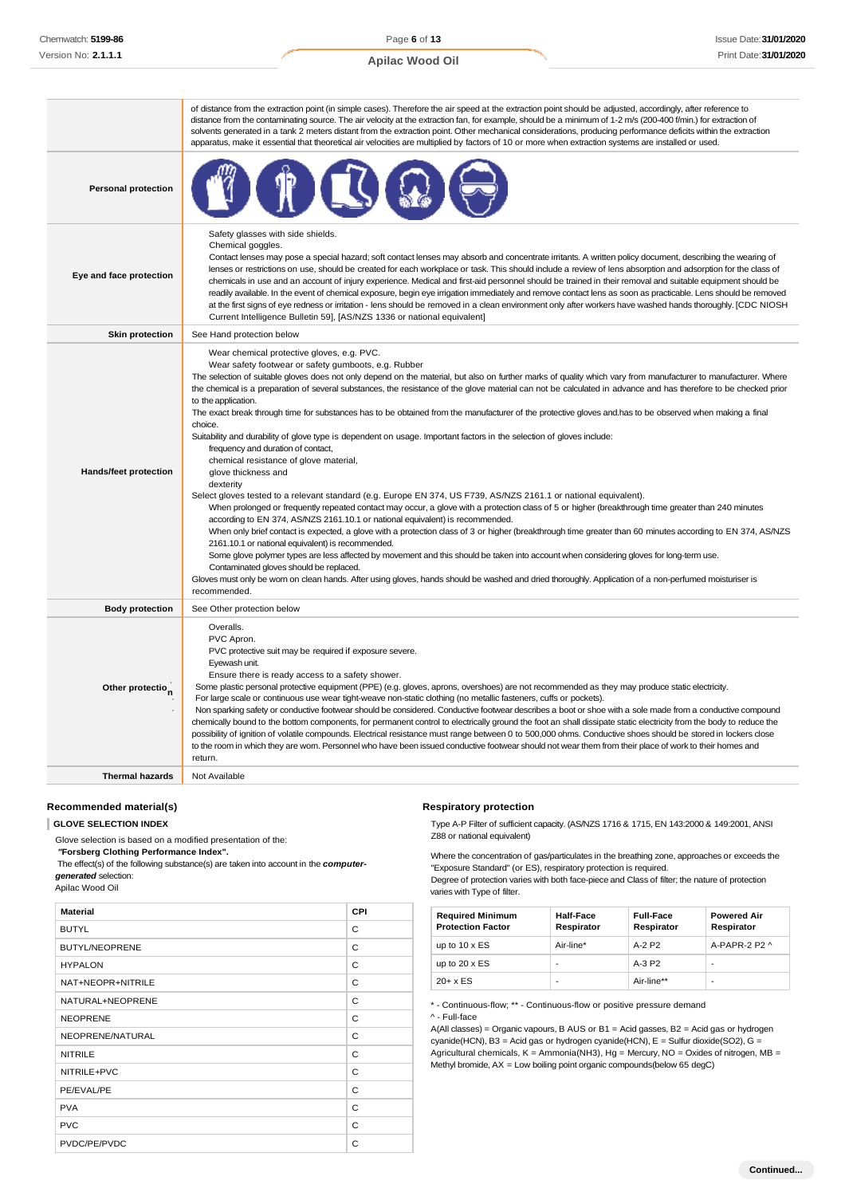| | |
|---|---|
| | of distance from the extraction point (in simple cases). Therefore the air speed at the extraction point should be adjusted, accordingly, after reference to distance from the contaminating source. The air velocity at the extraction fan, for example, should be a minimum of 1-2 m/s (200-400 f/min.) for extraction of solvents generated in a tank 2 meters distant from the extraction point. Other mechanical considerations, producing performance deficits within the extraction apparatus, make it essential that theoretical air velocities are multiplied by factors of 10 or more when extraction systems are installed or used. |
| **Personal protection** | |
| **Eye and face protection** | Safety glasses with side shields.<br>Chemical goggles.<br>Contact lenses may pose a special hazard; soft contact lenses may absorb and concentrate irritants. A written policy document, describing the wearing of lenses or restrictions on use, should be created for each workplace or task. This should include a review of lens absorption and adsorption for the class of chemicals in use and an account of injury experience. Medical and first-aid personnel should be trained in their removal and suitable equipment should be readily available. In the event of chemical exposure, begin eye irrigation immediately and remove contact lens as soon as practicable. Lens should be removed at the first signs of eye redness or irritation - lens should be removed in a clean environment only after workers have washed hands thoroughly. [CDC NIOSH Current Intelligence Bulletin 59], [AS/NZS 1336 or national equivalent] |
| **Skin protection** | See Hand protection below |
| **Hands/feet protection** | Wear chemical protective gloves, e.g. PVC.<br>Wear safety footwear or safety gumboots, e.g. Rubber<br>The selection of suitable gloves does not only depend on the material, but also on further marks of quality which vary from manufacturer to manufacturer. Where the chemical is a preparation of several substances, the resistance of the glove material can not be calculated in advance and has therefore to be checked prior to the application.<br>The exact break through time for substances has to be obtained from the manufacturer of the protective gloves and.has to be observed when making a final choice.<br>Suitability and durability of glove type is dependent on usage. Important factors in the selection of gloves include:<br>frequency and duration of contact,<br>chemical resistance of glove material,<br>glove thickness and<br>dexterity<br>Select gloves tested to a relevant standard (e.g. Europe EN 374, US F739, AS/NZS 2161.1 or national equivalent).<br>When prolonged or frequently repeated contact may occur, a glove with a protection class of 5 or higher (breakthrough time greater than 240 minutes according to EN 374, AS/NZS 2161.10.1 or national equivalent) is recommended.<br>When only brief contact is expected, a glove with a protection class of 3 or higher (breakthrough time greater than 60 minutes according to EN 374, AS/NZS 2161.10.1 or national equivalent) is recommended.<br>Some glove polymer types are less affected by movement and this should be taken into account when considering gloves for long-term use.<br>Contaminated gloves should be replaced.<br>Gloves must only be worn on clean hands. After using gloves, hands should be washed and dried thoroughly. Application of a non-perfumed moisturiser is recommended. |
| **Body protection** | See Other protection below |
| **Other protection** | Overalls.<br>PVC Apron.<br>PVC protective suit may be required if exposure severe.<br>Eyewash unit.<br>Ensure there is ready access to a safety shower.<br>Some plastic personal protective equipment (PPE) (e.g. gloves, aprons, overshoes) are not recommended as they may produce static electricity.<br>For large scale or continuous use wear tight-weave non-static clothing (no metallic fasteners, cuffs or pockets).<br>Non sparking safety or conductive footwear should be considered. Conductive footwear describes a boot or shoe with a sole made from a conductive compound chemically bound to the bottom components, for permanent control to electrically ground the foot an shall dissipate static electricity from the body to reduce the possibility of ignition of volatile compounds. Electrical resistance must range between 0 to 500,000 ohms. Conductive shoes should be stored in lockers close to the room in which they are worn. Personnel who have been issued conductive footwear should not wear them from their place of work to their homes and return. |
| **Thermal hazards** | Not Available |

### Recommended material(s)

**GLOVE SELECTION INDEX**

Glove selection is based on a modified presentation of the:
**"Forsberg Clothing Performance Index".**
The effect(s) of the following substance(s) are taken into account in the ***computer-generated*** selection:
Apilac Wood Oil

| Material | CPI |
|---|---|
| BUTYL | C |
| BUTYL/NEOPRENE | C |
| HYPALON | C |
| NAT+NEOPR+NITRILE | C |
| NATURAL+NEOPRENE | C |
| NEOPRENE | C |
| NEOPRENE/NATURAL | C |
| NITRILE | C |
| NITRILE+PVC | C |
| PE/EVAL/PE | C |
| PVA | C |
| PVC | C |
| PVDC/PE/PVDC | C |

### Respiratory protection

Type A-P Filter of sufficient capacity. (AS/NZS 1716 & 1715, EN 143:2000 & 149:2001, ANSI Z88 or national equivalent)

Where the concentration of gas/particulates in the breathing zone, approaches or exceeds the "Exposure Standard" (or ES), respiratory protection is required.
Degree of protection varies with both face-piece and Class of filter; the nature of protection varies with Type of filter.

| Required Minimum Protection Factor | Half-Face Respirator | Full-Face Respirator | Powered Air Respirator |
|---|---|---|---|
| up to 10 x ES | Air-line* | A-2 P2 | A-PAPR-2 P2 ^ |
| up to 20 x ES | - | A-3 P2 | - |
| 20+ x ES | - | Air-line** | - |

\* - Continuous-flow; ** - Continuous-flow or positive pressure demand
^ - Full-face

A(All classes) = Organic vapours, B AUS or B1 = Acid gasses, B2 = Acid gas or hydrogen cyanide(HCN), B3 = Acid gas or hydrogen cyanide(HCN), E = Sulfur dioxide($SO_2$), G = Agricultural chemicals, K = Ammonia($NH_3$), Hg = Mercury, NO = Oxides of nitrogen, MB = Methyl bromide, AX = Low boiling point organic compounds(below 65 degC)

Continued...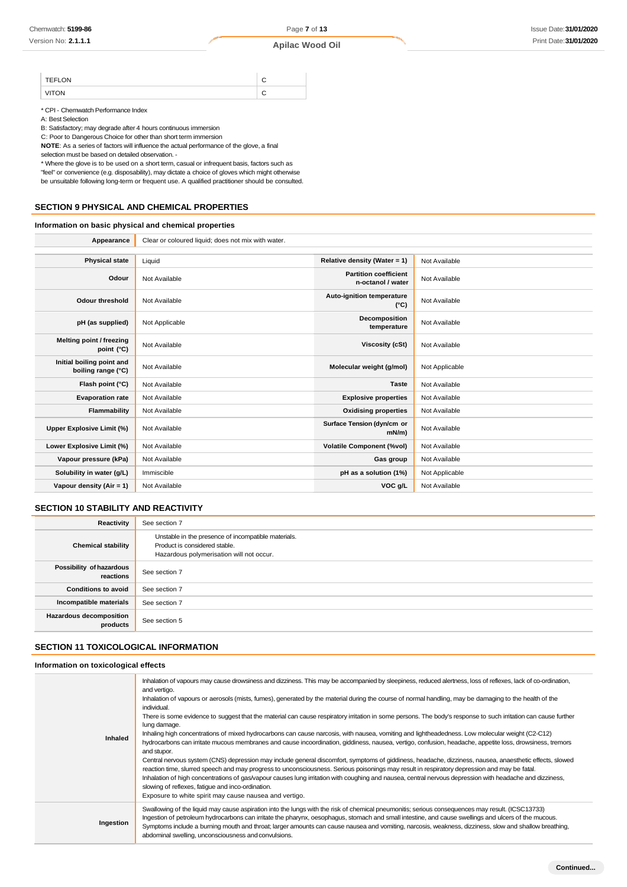| TEFLON | C |
| --- | --- |
| VITON | C |

* CPI - Chemwatch Performance Index

A: Best Selection

B: Satisfactory; may degrade after 4 hours continuous immersion

C: Poor to Dangerous Choice for other than short term immersion

**NOTE**: As a series of factors will influence the actual performance of the glove, a final selection must be based on detailed observation. -

* Where the glove is to be used on a short term, casual or infrequent basis, factors such as "feel" or convenience (e.g. disposability), may dictate a choice of gloves which might otherwise be unsuitable following long-term or frequent use. A qualified practitioner should be consulted.

## SECTION 9 PHYSICAL AND CHEMICAL PROPERTIES

### Information on basic physical and chemical properties

| **Appearance** | Clear or coloured liquid; does not mix with water. | | |
| --- | --- | --- | --- |
| **Physical state** | Liquid | **Relative density (Water = 1)** | Not Available |
| **Odour** | Not Available | **Partition coefficient n-octanol / water** | Not Available |
| **Odour threshold** | Not Available | **Auto-ignition temperature (°C)** | Not Available |
| **pH (as supplied)** | Not Applicable | **Decomposition temperature** | Not Available |
| **Melting point / freezing point (°C)** | Not Available | **Viscosity (cSt)** | Not Available |
| **Initial boiling point and boiling range (°C)** | Not Available | **Molecular weight (g/mol)** | Not Applicable |
| **Flash point (°C)** | Not Available | **Taste** | Not Available |
| **Evaporation rate** | Not Available | **Explosive properties** | Not Available |
| **Flammability** | Not Available | **Oxidising properties** | Not Available |
| **Upper Explosive Limit (%)** | Not Available | **Surface Tension (dyn/cm or mN/m)** | Not Available |
| **Lower Explosive Limit (%)** | Not Available | **Volatile Component (%vol)** | Not Available |
| **Vapour pressure (kPa)** | Not Available | **Gas group** | Not Available |
| **Solubility in water (g/L)** | Immiscible | **pH as a solution (1%)** | Not Applicable |
| **Vapour density (Air = 1)** | Not Available | **VOC g/L** | Not Available |

## SECTION 10 STABILITY AND REACTIVITY

| **Reactivity** | See section 7 |
| --- | --- |
| **Chemical stability** | Unstable in the presence of incompatible materials.<br>Product is considered stable.<br>Hazardous polymerisation will not occur. |
| **Possibility of hazardous reactions** | See section 7 |
| **Conditions to avoid** | See section 7 |
| **Incompatible materials** | See section 7 |
| **Hazardous decomposition products** | See section 5 |

## SECTION 11 TOXICOLOGICAL INFORMATION

### Information on toxicological effects

| | |
| --- | --- |
| **Inhaled** | Inhalation of vapours may cause drowsiness and dizziness. This may be accompanied by sleepiness, reduced alertness, loss of reflexes, lack of co-ordination, and vertigo.<br>Inhalation of vapours or aerosols (mists, fumes), generated by the material during the course of normal handling, may be damaging to the health of the individual.<br>There is some evidence to suggest that the material can cause respiratory irritation in some persons. The body's response to such irritation can cause further lung damage.<br>Inhaling high concentrations of mixed hydrocarbons can cause narcosis, with nausea, vomiting and lightheadedness. Low molecular weight (C2-C12) hydrocarbons can irritate mucous membranes and cause incoordination, giddiness, nausea, vertigo, confusion, headache, appetite loss, drowsiness, tremors and stupor.<br>Central nervous system (CNS) depression may include general discomfort, symptoms of giddiness, headache, dizziness, nausea, anaesthetic effects, slowed reaction time, slurred speech and may progress to unconsciousness. Serious poisonings may result in respiratory depression and may be fatal.<br>Inhalation of high concentrations of gas/vapour causes lung irritation with coughing and nausea, central nervous depression with headache and dizziness, slowing of reflexes, fatigue and inco-ordination.<br>Exposure to white spirit may cause nausea and vertigo. |
| **Ingestion** | Swallowing of the liquid may cause aspiration into the lungs with the risk of chemical pneumonitis; serious consequences may result. (ICSC13733)<br>Ingestion of petroleum hydrocarbons can irritate the pharynx, oesophagus, stomach and small intestine, and cause swellings and ulcers of the mucous.<br>Symptoms include a burning mouth and throat; larger amounts can cause nausea and vomiting, narcosis, weakness, dizziness, slow and shallow breathing, abdominal swelling, unconsciousness and convulsions. |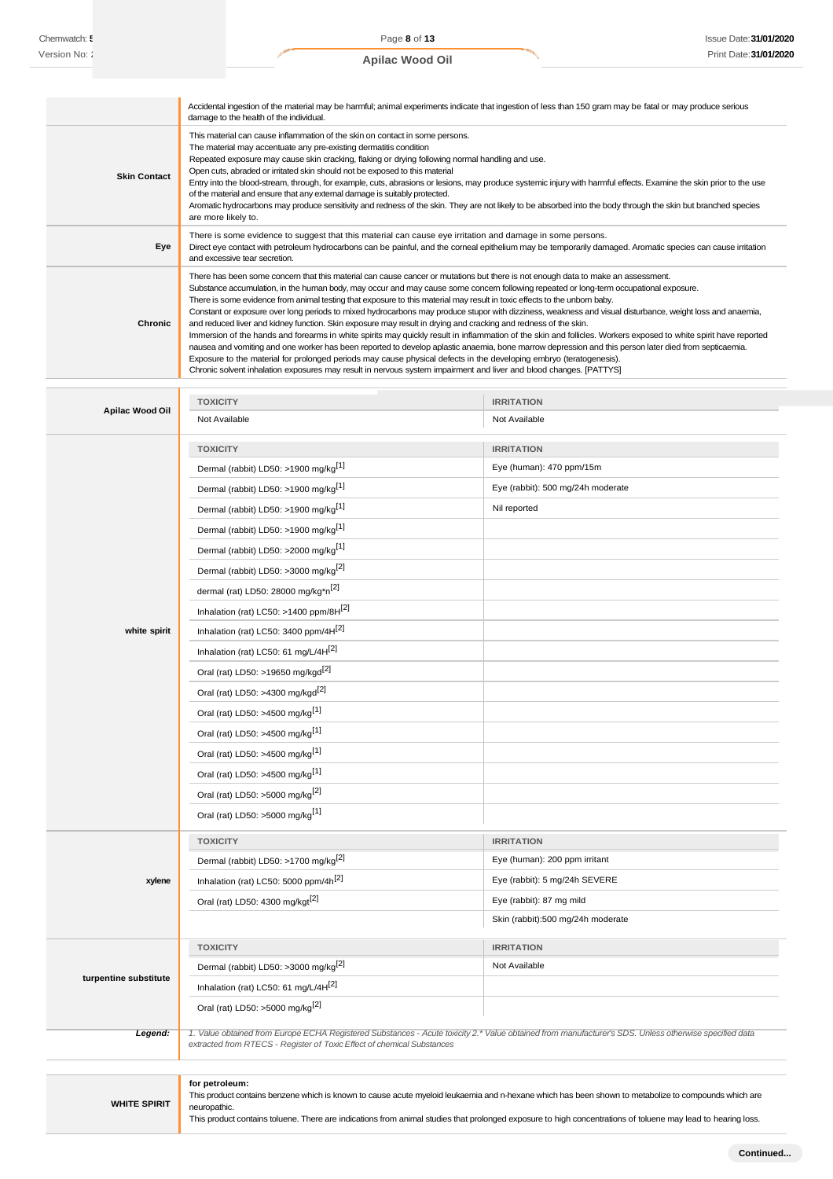| | |
|---|---|
| | Accidental ingestion of the material may be harmful; animal experiments indicate that ingestion of less than 150 gram may be fatal or may produce serious damage to the health of the individual. |
| **Skin Contact** | This material can cause inflammation of the skin on contact in some persons.<br>The material may accentuate any pre-existing dermatitis condition<br>Repeated exposure may cause skin cracking, flaking or drying following normal handling and use.<br>Open cuts, abraded or irritated skin should not be exposed to this material<br>Entry into the blood-stream, through, for example, cuts, abrasions or lesions, may produce systemic injury with harmful effects. Examine the skin prior to the use of the material and ensure that any external damage is suitably protected.<br>Aromatic hydrocarbons may produce sensitivity and redness of the skin. They are not likely to be absorbed into the body through the skin but branched species are more likely to. |
| **Eye** | There is some evidence to suggest that this material can cause eye irritation and damage in some persons.<br>Direct eye contact with petroleum hydrocarbons can be painful, and the corneal epithelium may be temporarily damaged. Aromatic species can cause irritation and excessive tear secretion. |
| **Chronic** | There has been some concern that this material can cause cancer or mutations but there is not enough data to make an assessment.<br>Substance accumulation, in the human body, may occur and may cause some concern following repeated or long-term occupational exposure.<br>There is some evidence from animal testing that exposure to this material may result in toxic effects to the unborn baby.<br>Constant or exposure over long periods to mixed hydrocarbons may produce stupor with dizziness, weakness and visual disturbance, weight loss and anaemia, and reduced liver and kidney function. Skin exposure may result in drying and cracking and redness of the skin.<br>Immersion of the hands and forearms in white spirits may quickly result in inflammation of the skin and follicles. Workers exposed to white spirit have reported nausea and vomiting and one worker has been reported to develop aplastic anaemia, bone marrow depression and this person later died from septicaemia.<br>Exposure to the material for prolonged periods may cause physical defects in the developing embryo (teratogenesis).<br>Chronic solvent inhalation exposures may result in nervous system impairment and liver and blood changes. [PATTYS] |

| | TOXICITY | IRRITATION |
|---|---|---|
| **Apilac Wood Oil** | Not Available | Not Available |
| **white spirit** | **TOXICITY** | **IRRITATION** |
| | Dermal (rabbit) LD50: >1900 mg/kg[1] | Eye (human): 470 ppm/15m |
| | Dermal (rabbit) LD50: >1900 mg/kg[1] | Eye (rabbit): 500 mg/24h moderate |
| | Dermal (rabbit) LD50: >1900 mg/kg[1] | Nil reported |
| | Dermal (rabbit) LD50: >1900 mg/kg[1] | |
| | Dermal (rabbit) LD50: >2000 mg/kg[1] | |
| | Dermal (rabbit) LD50: >3000 mg/kg[2] | |
| | dermal (rat) LD50: 28000 mg/kg*n[2] | |
| | Inhalation (rat) LC50: >1400 ppm/8H[2] | |
| | Inhalation (rat) LC50: 3400 ppm/4H[2] | |
| | Inhalation (rat) LC50: 61 mg/L/4H[2] | |
| | Oral (rat) LD50: >19650 mg/kgd[2] | |
| | Oral (rat) LD50: >4300 mg/kgd[2] | |
| | Oral (rat) LD50: >4500 mg/kg[1] | |
| | Oral (rat) LD50: >4500 mg/kg[1] | |
| | Oral (rat) LD50: >4500 mg/kg[1] | |
| | Oral (rat) LD50: >4500 mg/kg[1] | |
| | Oral (rat) LD50: >5000 mg/kg[2] | |
| | Oral (rat) LD50: >5000 mg/kg[1] | |
| **xylene** | **TOXICITY** | **IRRITATION** |
| | Dermal (rabbit) LD50: >1700 mg/kg[2] | Eye (human): 200 ppm irritant |
| | Inhalation (rat) LC50: 5000 ppm/4h[2] | Eye (rabbit): 5 mg/24h SEVERE |
| | Oral (rat) LD50: 4300 mg/kgt[2] | Eye (rabbit): 87 mg mild |
| | | Skin (rabbit):500 mg/24h moderate |
| **turpentine substitute** | **TOXICITY** | **IRRITATION** |
| | Dermal (rabbit) LD50: >3000 mg/kg[2] | Not Available |
| | Inhalation (rat) LC50: 61 mg/L/4H[2] | |
| | Oral (rat) LD50: >5000 mg/kg[2] | |
| ***Legend:*** | *1. Value obtained from Europe ECHA Registered Substances - Acute toxicity 2.\* Value obtained from manufacturer's SDS. Unless otherwise specified data extracted from RTECS - Register of Toxic Effect of chemical Substances* | |

| | |
|---|---|
| **WHITE SPIRIT** | **for petroleum:**<br>This product contains benzene which is known to cause acute myeloid leukaemia and n-hexane which has been shown to metabolize to compounds which are neuropathic.<br>This product contains toluene. There are indications from animal studies that prolonged exposure to high concentrations of toluene may lead to hearing loss. |

**Continued...**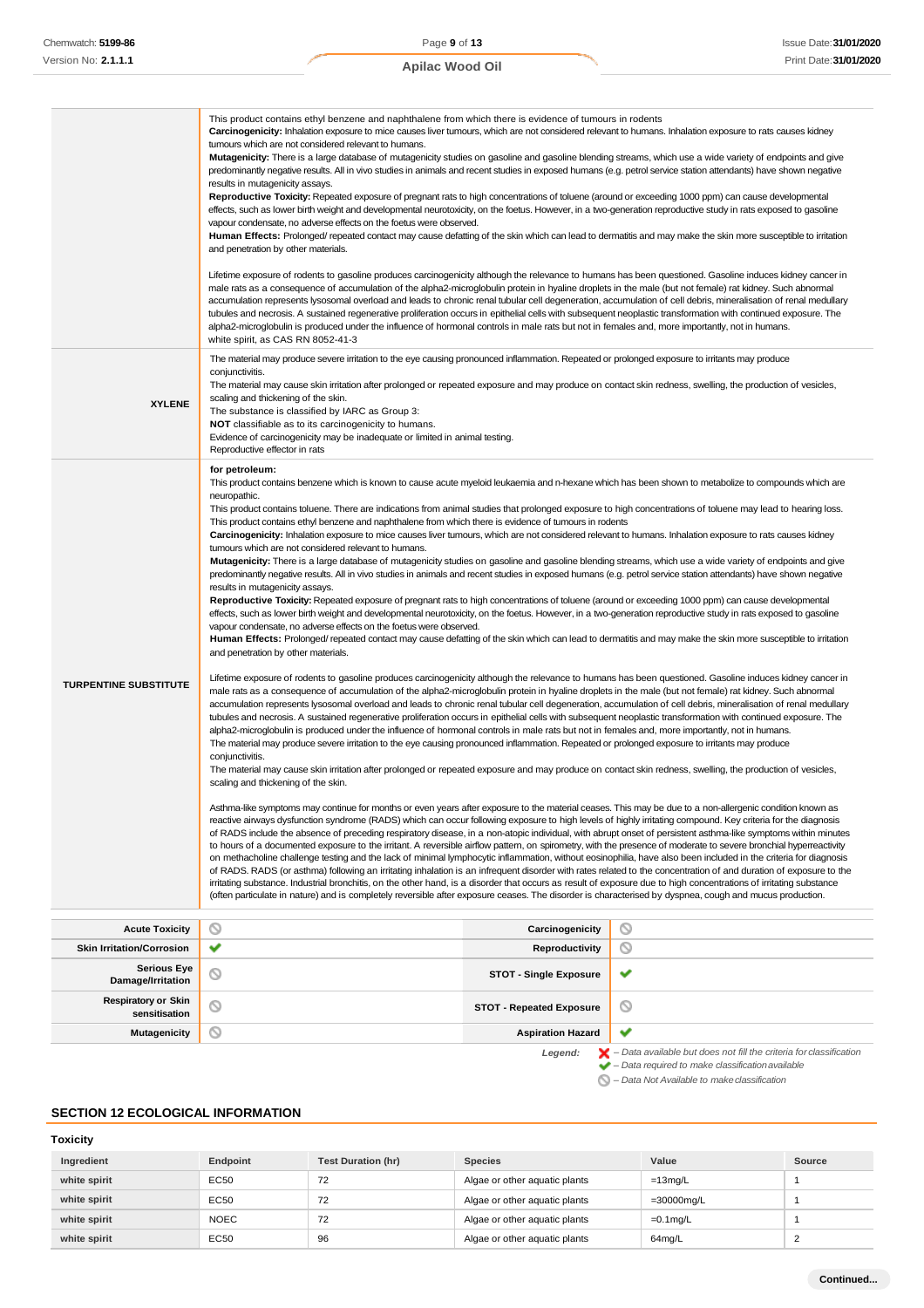| | |
|---|---|
| | This product contains ethyl benzene and naphthalene from which there is evidence of tumours in rodents<br>**Carcinogenicity:** Inhalation exposure to mice causes liver tumours, which are not considered relevant to humans. Inhalation exposure to rats causes kidney tumours which are not considered relevant to humans.<br>**Mutagenicity:** There is a large database of mutagenicity studies on gasoline and gasoline blending streams, which use a wide variety of endpoints and give predominantly negative results. All in vivo studies in animals and recent studies in exposed humans (e.g. petrol service station attendants) have shown negative results in mutagenicity assays.<br>**Reproductive Toxicity:** Repeated exposure of pregnant rats to high concentrations of toluene (around or exceeding 1000 ppm) can cause developmental effects, such as lower birth weight and developmental neurotoxicity, on the foetus. However, in a two-generation reproductive study in rats exposed to gasoline vapour condensate, no adverse effects on the foetus were observed.<br>**Human Effects:** Prolonged/ repeated contact may cause defatting of the skin which can lead to dermatitis and may make the skin more susceptible to irritation and penetration by other materials.<br><br>Lifetime exposure of rodents to gasoline produces carcinogenicity although the relevance to humans has been questioned. Gasoline induces kidney cancer in male rats as a consequence of accumulation of the alpha2-microglobulin protein in hyaline droplets in the male (but not female) rat kidney. Such abnormal accumulation represents lysosomal overload and leads to chronic renal tubular cell degeneration, accumulation of cell debris, mineralisation of renal medullary tubules and necrosis. A sustained regenerative proliferation occurs in epithelial cells with subsequent neoplastic transformation with continued exposure. The alpha2-microglobulin is produced under the influence of hormonal controls in male rats but not in females and, more importantly, not in humans.<br>white spirit, as CAS RN 8052-41-3 |
| **XYLENE** | The material may produce severe irritation to the eye causing pronounced inflammation. Repeated or prolonged exposure to irritants may produce conjunctivitis.<br>The material may cause skin irritation after prolonged or repeated exposure and may produce on contact skin redness, swelling, the production of vesicles, scaling and thickening of the skin.<br>The substance is classified by IARC as Group 3:<br>**NOT** classifiable as to its carcinogenicity to humans.<br>Evidence of carcinogenicity may be inadequate or limited in animal testing.<br>Reproductive effector in rats |
| **TURPENTINE SUBSTITUTE** | **for petroleum:**<br>This product contains benzene which is known to cause acute myeloid leukaemia and n-hexane which has been shown to metabolize to compounds which are neuropathic.<br>This product contains toluene. There are indications from animal studies that prolonged exposure to high concentrations of toluene may lead to hearing loss.<br>This product contains ethyl benzene and naphthalene from which there is evidence of tumours in rodents<br>**Carcinogenicity:** Inhalation exposure to mice causes liver tumours, which are not considered relevant to humans. Inhalation exposure to rats causes kidney tumours which are not considered relevant to humans.<br>**Mutagenicity:** There is a large database of mutagenicity studies on gasoline and gasoline blending streams, which use a wide variety of endpoints and give predominantly negative results. All in vivo studies in animals and recent studies in exposed humans (e.g. petrol service station attendants) have shown negative results in mutagenicity assays.<br>**Reproductive Toxicity:** Repeated exposure of pregnant rats to high concentrations of toluene (around or exceeding 1000 ppm) can cause developmental effects, such as lower birth weight and developmental neurotoxicity, on the foetus. However, in a two-generation reproductive study in rats exposed to gasoline vapour condensate, no adverse effects on the foetus were observed.<br>**Human Effects:** Prolonged/ repeated contact may cause defatting of the skin which can lead to dermatitis and may make the skin more susceptible to irritation and penetration by other materials.<br><br>Lifetime exposure of rodents to gasoline produces carcinogenicity although the relevance to humans has been questioned. Gasoline induces kidney cancer in male rats as a consequence of accumulation of the alpha2-microglobulin protein in hyaline droplets in the male (but not female) rat kidney. Such abnormal accumulation represents lysosomal overload and leads to chronic renal tubular cell degeneration, accumulation of cell debris, mineralisation of renal medullary tubules and necrosis. A sustained regenerative proliferation occurs in epithelial cells with subsequent neoplastic transformation with continued exposure. The alpha2-microglobulin is produced under the influence of hormonal controls in male rats but not in females and, more importantly, not in humans.<br>The material may produce severe irritation to the eye causing pronounced inflammation. Repeated or prolonged exposure to irritants may produce conjunctivitis.<br>The material may cause skin irritation after prolonged or repeated exposure and may produce on contact skin redness, swelling, the production of vesicles, scaling and thickening of the skin.<br><br>Asthma-like symptoms may continue for months or even years after exposure to the material ceases. This may be due to a non-allergenic condition known as reactive airways dysfunction syndrome (RADS) which can occur following exposure to high levels of highly irritating compound. Key criteria for the diagnosis of RADS include the absence of preceding respiratory disease, in a non-atopic individual, with abrupt onset of persistent asthma-like symptoms within minutes to hours of a documented exposure to the irritant. A reversible airflow pattern, on spirometry, with the presence of moderate to severe bronchial hyperreactivity on methacholine challenge testing and the lack of minimal lymphocytic inflammation, without eosinophilia, have also been included in the criteria for diagnosis of RADS. RADS (or asthma) following an irritating inhalation is an infrequent disorder with rates related to the concentration of and duration of exposure to the irritating substance. Industrial bronchitis, on the other hand, is a disorder that occurs as result of exposure due to high concentrations of irritating substance (often particulate in nature) and is completely reversible after exposure ceases. The disorder is characterised by dyspnea, cough and mucus production. |

| | | | |
|---|---|---|---|
| **Acute Toxicity** | ⊘ | **Carcinogenicity** | ⊘ |
| **Skin Irritation/Corrosion** | ✔ | **Reproductivity** | ⊘ |
| **Serious Eye Damage/Irritation** | ⊘ | **STOT - Single Exposure** | ✔ |
| **Respiratory or Skin sensitisation** | ⊘ | **STOT - Repeated Exposure** | ⊘ |
| **Mutagenicity** | ⊘ | **Aspiration Hazard** | ✔ |

*Legend:* ✘ *– Data available but does not fill the criteria for classification*
✔ *– Data required to make classification available*
⊘ *– Data Not Available to make classification*

## SECTION 12 ECOLOGICAL INFORMATION

### Toxicity

| Ingredient | Endpoint | Test Duration (hr) | Species | Value | Source |
|---|---|---|---|---|---|
| **white spirit** | EC50 | 72 | Algae or other aquatic plants | =13mg/L | 1 |
| **white spirit** | EC50 | 72 | Algae or other aquatic plants | =30000mg/L | 1 |
| **white spirit** | NOEC | 72 | Algae or other aquatic plants | =0.1mg/L | 1 |
| **white spirit** | EC50 | 96 | Algae or other aquatic plants | 64mg/L | 2 |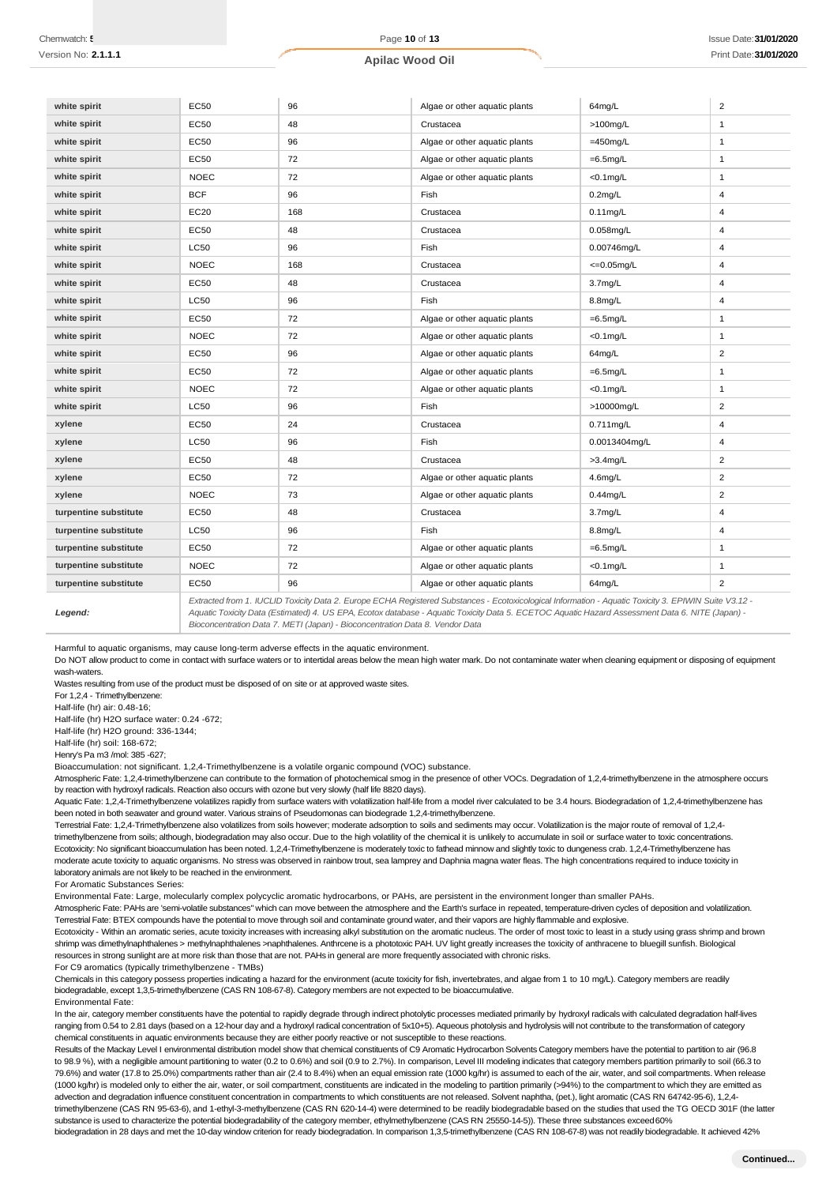| | | | | | |
|---|---|---|---|---|---|
| **white spirit** | EC50 | 96 | Algae or other aquatic plants | 64mg/L | 2 |
| **white spirit** | EC50 | 48 | Crustacea | >100mg/L | 1 |
| **white spirit** | EC50 | 96 | Algae or other aquatic plants | =450mg/L | 1 |
| **white spirit** | EC50 | 72 | Algae or other aquatic plants | =6.5mg/L | 1 |
| **white spirit** | NOEC | 72 | Algae or other aquatic plants | <0.1mg/L | 1 |
| **white spirit** | BCF | 96 | Fish | 0.2mg/L | 4 |
| **white spirit** | EC20 | 168 | Crustacea | 0.11mg/L | 4 |
| **white spirit** | EC50 | 48 | Crustacea | 0.058mg/L | 4 |
| **white spirit** | LC50 | 96 | Fish | 0.00746mg/L | 4 |
| **white spirit** | NOEC | 168 | Crustacea | <=0.05mg/L | 4 |
| **white spirit** | EC50 | 48 | Crustacea | 3.7mg/L | 4 |
| **white spirit** | LC50 | 96 | Fish | 8.8mg/L | 4 |
| **white spirit** | EC50 | 72 | Algae or other aquatic plants | =6.5mg/L | 1 |
| **white spirit** | NOEC | 72 | Algae or other aquatic plants | <0.1mg/L | 1 |
| **white spirit** | EC50 | 96 | Algae or other aquatic plants | 64mg/L | 2 |
| **white spirit** | EC50 | 72 | Algae or other aquatic plants | =6.5mg/L | 1 |
| **white spirit** | NOEC | 72 | Algae or other aquatic plants | <0.1mg/L | 1 |
| **white spirit** | LC50 | 96 | Fish | >10000mg/L | 2 |
| **xylene** | EC50 | 24 | Crustacea | 0.711mg/L | 4 |
| **xylene** | LC50 | 96 | Fish | 0.0013404mg/L | 4 |
| **xylene** | EC50 | 48 | Crustacea | >3.4mg/L | 2 |
| **xylene** | EC50 | 72 | Algae or other aquatic plants | 4.6mg/L | 2 |
| **xylene** | NOEC | 73 | Algae or other aquatic plants | 0.44mg/L | 2 |
| **turpentine substitute** | EC50 | 48 | Crustacea | 3.7mg/L | 4 |
| **turpentine substitute** | LC50 | 96 | Fish | 8.8mg/L | 4 |
| **turpentine substitute** | EC50 | 72 | Algae or other aquatic plants | =6.5mg/L | 1 |
| **turpentine substitute** | NOEC | 72 | Algae or other aquatic plants | <0.1mg/L | 1 |
| **turpentine substitute** | EC50 | 96 | Algae or other aquatic plants | 64mg/L | 2 |
| ***Legend:*** | *Extracted from 1. IUCLID Toxicity Data 2. Europe ECHA Registered Substances - Ecotoxicological Information - Aquatic Toxicity 3. EPIWIN Suite V3.12 - Aquatic Toxicity Data (Estimated) 4. US EPA, Ecotox database - Aquatic Toxicity Data 5. ECETOC Aquatic Hazard Assessment Data 6. NITE (Japan) - Bioconcentration Data 7. METI (Japan) - Bioconcentration Data 8. Vendor Data* | | | | |

Harmful to aquatic organisms, may cause long-term adverse effects in the aquatic environment.

Do NOT allow product to come in contact with surface waters or to intertidal areas below the mean high water mark. Do not contaminate water when cleaning equipment or disposing of equipment wash-waters.

Wastes resulting from use of the product must be disposed of on site or at approved waste sites.

For 1,2,4 - Trimethylbenzene:

Half-life (hr) air: 0.48-16;

Half-life (hr) H2O surface water: 0.24 -672;

Half-life (hr) H2O ground: 336-1344;

Half-life (hr) soil: 168-672;

Henry's Pa m3 /mol: 385 -627;

Bioaccumulation: not significant. 1,2,4-Trimethylbenzene is a volatile organic compound (VOC) substance.

Atmospheric Fate: 1,2,4-trimethylbenzene can contribute to the formation of photochemical smog in the presence of other VOCs. Degradation of 1,2,4-trimethylbenzene in the atmosphere occurs by reaction with hydroxyl radicals. Reaction also occurs with ozone but very slowly (half life 8820 days).

Aquatic Fate: 1,2,4-Trimethylbenzene volatilizes rapidly from surface waters with volatilization half-life from a model river calculated to be 3.4 hours. Biodegradation of 1,2,4-trimethylbenzene has been noted in both seawater and ground water. Various strains of Pseudomonas can biodegrade 1,2,4-trimethylbenzene.

Terrestrial Fate: 1,2,4-Trimethylbenzene also volatilizes from soils however; moderate adsorption to soils and sediments may occur. Volatilization is the major route of removal of 1,2,4-trimethylbenzene from soils; although, biodegradation may also occur. Due to the high volatility of the chemical it is unlikely to accumulate in soil or surface water to toxic concentrations.

Ecotoxicity: No significant bioaccumulation has been noted. 1,2,4-Trimethylbenzene is moderately toxic to fathead minnow and slightly toxic to dungeness crab. 1,2,4-Trimethylbenzene has moderate acute toxicity to aquatic organisms. No stress was observed in rainbow trout, sea lamprey and Daphnia magna water fleas. The high concentrations required to induce toxicity in laboratory animals are not likely to be reached in the environment.

For Aromatic Substances Series:

Environmental Fate: Large, molecularly complex polycyclic aromatic hydrocarbons, or PAHs, are persistent in the environment longer than smaller PAHs.

Atmospheric Fate: PAHs are 'semi-volatile substances" which can move between the atmosphere and the Earth's surface in repeated, temperature-driven cycles of deposition and volatilization.

Terrestrial Fate: BTEX compounds have the potential to move through soil and contaminate ground water, and their vapors are highly flammable and explosive.

Ecotoxicity - Within an aromatic series, acute toxicity increases with increasing alkyl substitution on the aromatic nucleus. The order of most toxic to least in a study using grass shrimp and brown shrimp was dimethylnaphthalenes > methylnaphthalenes >naphthalenes. Anthrcene is a phototoxic PAH. UV light greatly increases the toxicity of anthracene to bluegill sunfish. Biological resources in strong sunlight are at more risk than those that are not. PAHs in general are more frequently associated with chronic risks.

For C9 aromatics (typically trimethylbenzene - TMBs)

Chemicals in this category possess properties indicating a hazard for the environment (acute toxicity for fish, invertebrates, and algae from 1 to 10 mg/L). Category members are readily biodegradable, except 1,3,5-trimethylbenzene (CAS RN 108-67-8). Category members are not expected to be bioaccumulative.

Environmental Fate:

In the air, category member constituents have the potential to rapidly degrade through indirect photolytic processes mediated primarily by hydroxyl radicals with calculated degradation half-lives ranging from 0.54 to 2.81 days (based on a 12-hour day and a hydroxyl radical concentration of 5x10+5). Aqueous photolysis and hydrolysis will not contribute to the transformation of category chemical constituents in aquatic environments because they are either poorly reactive or not susceptible to these reactions.

Results of the Mackay Level I environmental distribution model show that chemical constituents of C9 Aromatic Hydrocarbon Solvents Category members have the potential to partition to air (96.8 to 98.9 %), with a negligible amount partitioning to water (0.2 to 0.6%) and soil (0.9 to 2.7%). In comparison, Level III modeling indicates that category members partition primarily to soil (66.3 to 79.6%) and water (17.8 to 25.0%) compartments rather than air (2.4 to 8.4%) when an equal emission rate (1000 kg/hr) is assumed to each of the air, water, and soil compartments. When release (1000 kg/hr) is modeled only to either the air, water, or soil compartment, constituents are indicated in the modeling to partition primarily (>94%) to the compartment to which they are emitted as advection and degradation influence constituent concentration in compartments to which constituents are not released. Solvent naphtha, (pet.), light aromatic (CAS RN 64742-95-6), 1,2,4-trimethylbenzene (CAS RN 95-63-6), and 1-ethyl-3-methylbenzene (CAS RN 620-14-4) were determined to be readily biodegradable based on the studies that used the TG OECD 301F (the latter substance is used to characterize the potential biodegradability of the category member, ethylmethylbenzene (CAS RN 25550-14-5)). These three substances exceed 60% biodegradation in 28 days and met the 10-day window criterion for ready biodegradation. In comparison 1,3,5-trimethylbenzene (CAS RN 108-67-8) was not readily biodegradable. It achieved 42%

**Continued...**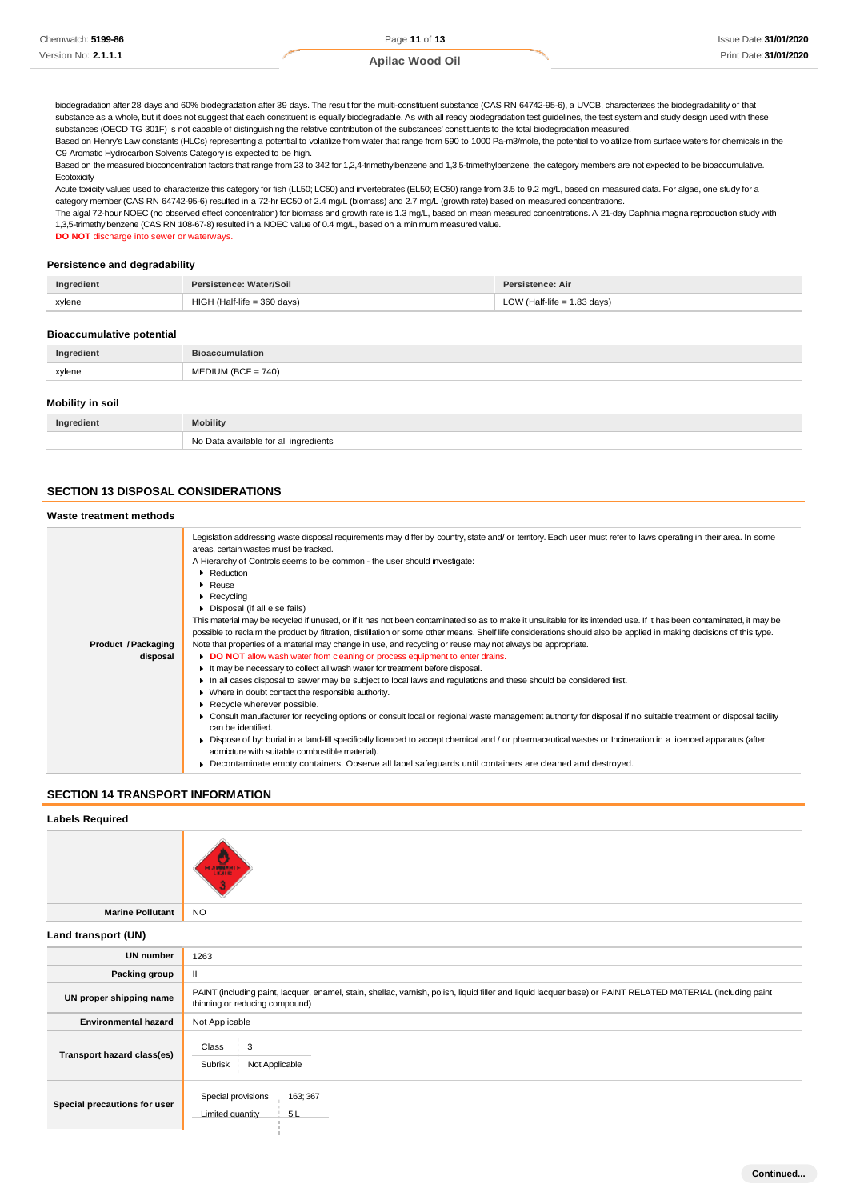biodegradation after 28 days and 60% biodegradation after 39 days. The result for the multi-constituent substance (CAS RN 64742-95-6), a UVCB, characterizes the biodegradability of that substance as a whole, but it does not suggest that each constituent is equally biodegradable. As with all ready biodegradation test guidelines, the test system and study design used with these substances (OECD TG 301F) is not capable of distinguishing the relative contribution of the substances' constituents to the total biodegradation measured.
Based on Henry's Law constants (HLCs) representing a potential to volatilize from water that range from 590 to 1000 Pa-m3/mole, the potential to volatilize from surface waters for chemicals in the C9 Aromatic Hydrocarbon Solvents Category is expected to be high.
Based on the measured bioconcentration factors that range from 23 to 342 for 1,2,4-trimethylbenzene and 1,3,5-trimethylbenzene, the category members are not expected to be bioaccumulative.
Ecotoxicity
Acute toxicity values used to characterize this category for fish (LL50; LC50) and invertebrates (EL50; EC50) range from 3.5 to 9.2 mg/L, based on measured data. For algae, one study for a category member (CAS RN 64742-95-6) resulted in a 72-hr EC50 of 2.4 mg/L (biomass) and 2.7 mg/L (growth rate) based on measured concentrations.
The algal 72-hour NOEC (no observed effect concentration) for biomass and growth rate is 1.3 mg/L, based on mean measured concentrations. A 21-day Daphnia magna reproduction study with 1,3,5-trimethylbenzene (CAS RN 108-67-8) resulted in a NOEC value of 0.4 mg/L, based on a minimum measured value.
**DO NOT** discharge into sewer or waterways.

### Persistence and degradability

| Ingredient | Persistence: Water/Soil | Persistence: Air |
|---|---|---|
| xylene | HIGH (Half-life = 360 days) | LOW (Half-life = 1.83 days) |

### Bioaccumulative potential

| Ingredient | Bioaccumulation |
|---|---|
| xylene | MEDIUM (BCF = 740) |

### Mobility in soil

| Ingredient | Mobility |
|---|---|
| | No Data available for all ingredients |

## SECTION 13 DISPOSAL CONSIDERATIONS

### Waste treatment methods

| | |
|---|---|
| **Product / Packaging disposal** | Legislation addressing waste disposal requirements may differ by country, state and/ or territory. Each user must refer to laws operating in their area. In some areas, certain wastes must be tracked.<br>A Hierarchy of Controls seems to be common - the user should investigate:<br>▸ Reduction<br>▸ Reuse<br>▸ Recycling<br>▸ Disposal (if all else fails)<br>This material may be recycled if unused, or if it has not been contaminated so as to make it unsuitable for its intended use. If it has been contaminated, it may be possible to reclaim the product by filtration, distillation or some other means. Shelf life considerations should also be applied in making decisions of this type. Note that properties of a material may change in use, and recycling or reuse may not always be appropriate.<br>▸ **DO NOT** allow wash water from cleaning or process equipment to enter drains.<br>▸ It may be necessary to collect all wash water for treatment before disposal.<br>▸ In all cases disposal to sewer may be subject to local laws and regulations and these should be considered first.<br>▸ Where in doubt contact the responsible authority.<br>▸ Recycle wherever possible.<br>▸ Consult manufacturer for recycling options or consult local or regional waste management authority for disposal if no suitable treatment or disposal facility can be identified.<br>▸ Dispose of by: burial in a land-fill specifically licenced to accept chemical and / or pharmaceutical wastes or Incineration in a licenced apparatus (after admixture with suitable combustible material).<br>▸ Decontaminate empty containers. Observe all label safeguards until containers are cleaned and destroyed. |

## SECTION 14 TRANSPORT INFORMATION

### Labels Required

| | |
|---|---|
| | FLAMMABLE LIQUID 3 |
| **Marine Pollutant** | NO |

### Land transport (UN)

| | |
|---|---|
| **UN number** | 1263 |
| **Packing group** | II |
| **UN proper shipping name** | PAINT (including paint, lacquer, enamel, stain, shellac, varnish, polish, liquid filler and liquid lacquer base) or PAINT RELATED MATERIAL (including paint thinning or reducing compound) |
| **Environmental hazard** | Not Applicable |
| **Transport hazard class(es)** | Class: 3<br>Subrisk: Not Applicable |
| **Special precautions for user** | Special provisions: 163; 367<br>Limited quantity: 5 L |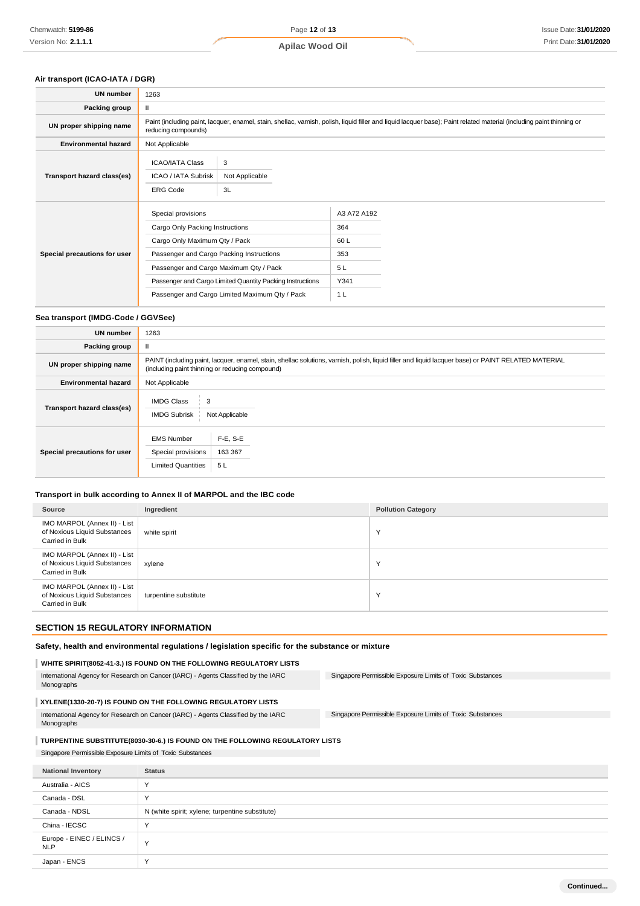### Air transport (ICAO-IATA / DGR)

| UN number | 1263 |
|---|---|
| Packing group | II |
| UN proper shipping name | Paint (including paint, lacquer, enamel, stain, shellac, varnish, polish, liquid filler and liquid lacquer base); Paint related material (including paint thinning or reducing compounds) |
| Environmental hazard | Not Applicable |
| Transport hazard class(es) | ICAO/IATA Class: 3<br>ICAO / IATA Subrisk: Not Applicable<br>ERG Code: 3L |
| Special precautions for user | Special provisions: A3 A72 A192<br>Cargo Only Packing Instructions: 364<br>Cargo Only Maximum Qty / Pack: 60 L<br>Passenger and Cargo Packing Instructions: 353<br>Passenger and Cargo Maximum Qty / Pack: 5 L<br>Passenger and Cargo Limited Quantity Packing Instructions: Y341<br>Passenger and Cargo Limited Maximum Qty / Pack: 1 L |

### Sea transport (IMDG-Code / GGVSee)

| UN number | 1263 |
|---|---|
| Packing group | II |
| UN proper shipping name | PAINT (including paint, lacquer, enamel, stain, shellac solutions, varnish, polish, liquid filler and liquid lacquer base) or PAINT RELATED MATERIAL (including paint thinning or reducing compound) |
| Environmental hazard | Not Applicable |
| Transport hazard class(es) | IMDG Class: 3<br>IMDG Subrisk: Not Applicable |
| Special precautions for user | EMS Number: F-E, S-E<br>Special provisions: 163 367<br>Limited Quantities: 5 L |

### Transport in bulk according to Annex II of MARPOL and the IBC code

| Source | Ingredient | Pollution Category |
|---|---|---|
| IMO MARPOL (Annex II) - List of Noxious Liquid Substances Carried in Bulk | white spirit | Y |
| IMO MARPOL (Annex II) - List of Noxious Liquid Substances Carried in Bulk | xylene | Y |
| IMO MARPOL (Annex II) - List of Noxious Liquid Substances Carried in Bulk | turpentine substitute | Y |

## SECTION 15 REGULATORY INFORMATION

### Safety, health and environmental regulations / legislation specific for the substance or mixture

**WHITE SPIRIT(8052-41-3.) IS FOUND ON THE FOLLOWING REGULATORY LISTS**

- International Agency for Research on Cancer (IARC) - Agents Classified by the IARC Monographs
- Singapore Permissible Exposure Limits of Toxic Substances

**XYLENE(1330-20-7) IS FOUND ON THE FOLLOWING REGULATORY LISTS**

- International Agency for Research on Cancer (IARC) - Agents Classified by the IARC Monographs
- Singapore Permissible Exposure Limits of Toxic Substances

**TURPENTINE SUBSTITUTE(8030-30-6.) IS FOUND ON THE FOLLOWING REGULATORY LISTS**

- Singapore Permissible Exposure Limits of Toxic Substances

| National Inventory | Status |
|---|---|
| Australia - AICS | Y |
| Canada - DSL | Y |
| Canada - NDSL | N (white spirit; xylene; turpentine substitute) |
| China - IECSC | Y |
| Europe - EINEC / ELINCS / NLP | Y |
| Japan - ENCS | Y |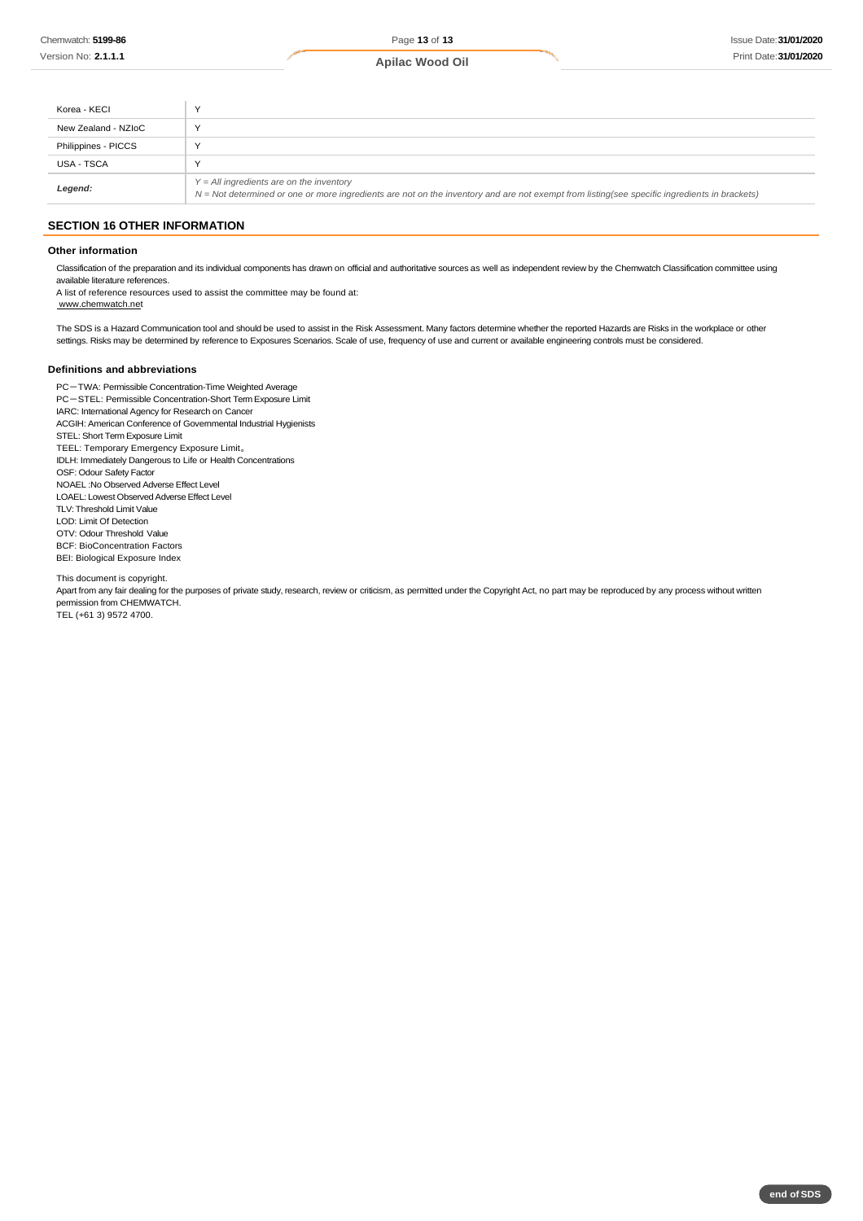| | |
|---|---|
| Korea - KECI | Y |
| New Zealand - NZIoC | Y |
| Philippines - PICCS | Y |
| USA - TSCA | Y |
| **Legend:** | *Y = All ingredients are on the inventory*<br>*N = Not determined or one or more ingredients are not on the inventory and are not exempt from listing(see specific ingredients in brackets)* |

## SECTION 16 OTHER INFORMATION

### Other information

Classification of the preparation and its individual components has drawn on official and authoritative sources as well as independent review by the Chemwatch Classification committee using available literature references.

A list of reference resources used to assist the committee may be found at:
www.chemwatch.net

The SDS is a Hazard Communication tool and should be used to assist in the Risk Assessment. Many factors determine whether the reported Hazards are Risks in the workplace or other settings. Risks may be determined by reference to Exposures Scenarios. Scale of use, frequency of use and current or available engineering controls must be considered.

### Definitions and abbreviations

PC－TWA: Permissible Concentration-Time Weighted Average
PC－STEL: Permissible Concentration-Short Term Exposure Limit
IARC: International Agency for Research on Cancer
ACGIH: American Conference of Governmental Industrial Hygienists
STEL: Short Term Exposure Limit
TEEL: Temporary Emergency Exposure Limit。
IDLH: Immediately Dangerous to Life or Health Concentrations
OSF: Odour Safety Factor
NOAEL :No Observed Adverse Effect Level
LOAEL: Lowest Observed Adverse Effect Level
TLV: Threshold Limit Value
LOD: Limit Of Detection
OTV: Odour Threshold Value
BCF: BioConcentration Factors
BEI: Biological Exposure Index

This document is copyright.
Apart from any fair dealing for the purposes of private study, research, review or criticism, as permitted under the Copyright Act, no part may be reproduced by any process without written permission from CHEMWATCH.
TEL (+61 3) 9572 4700.

end of SDS